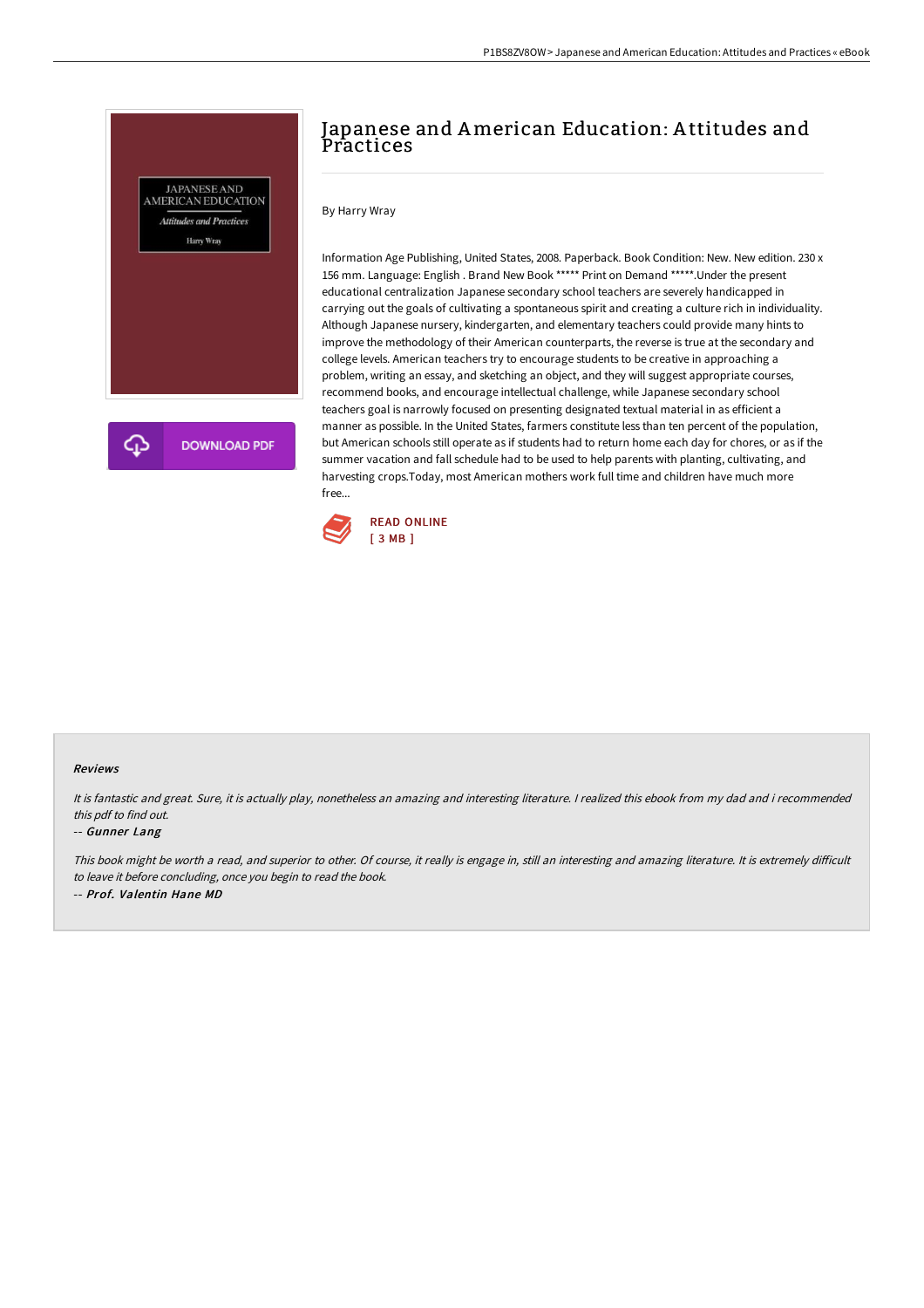# Japanese and American Education: Attitudes and Practices

By Harry Wray

Information Age Publishing, United States, 2008. Paperback. Book Condition: New. New edition. 230 x 156 mm. Language: English . Brand New Book ***** Print on Demand *****.Under the present educational centralization Japanese secondary school teachers are severely handicapped in carrying out the goals of cultivating a spontaneous spirit and creating a culture rich in individuality. Although Japanese nursery, kindergarten, and elementary teachers could provide many hints to improve the methodology of their American counterparts, the reverse is true at the secondary and college levels. American teachers try to encourage students to be creative in approaching a problem, writing an essay, and sketching an object, and they will suggest appropriate courses, recommend books, and encourage intellectual challenge, while Japanese secondary school teachers goal is narrowly focused on presenting designated textual material in as efficient a manner as possible. In the United States, farmers constitute less than ten percent of the population, but American schools still operate as if students had to return home each day for chores, or as if the summer vacation and fall schedule had to be used to help parents with planting, cultivating, and harvesting crops.Today, most American mothers work full time and children have much more free...

READ ONLINE
[ 3 MB ]

#### Reviews

*It is fantastic and great. Sure, it is actually play, nonetheless an amazing and interesting literature. I realized this ebook from my dad and i recommended this pdf to find out.*

-- *Gunner Lang*

*This book might be worth a read, and superior to other. Of course, it really is engage in, still an interesting and amazing literature. It is extremely difficult to leave it before concluding, once you begin to read the book.*

-- *Prof. Valentin Hane MD*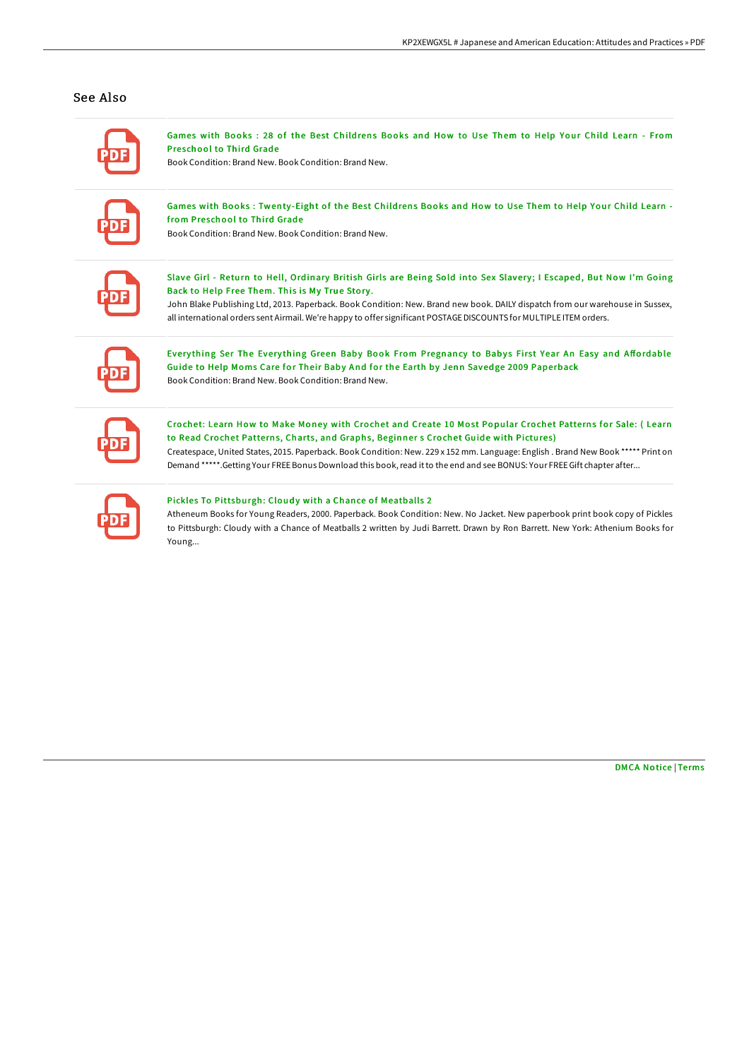## See Also

**Games with Books : 28 of the Best Childrens Books and How to Use Them to Help Your Child Learn - From Preschool to Third Grade**

Book Condition: Brand New. Book Condition: Brand New.

**Games with Books : Twenty-Eight of the Best Childrens Books and How to Use Them to Help Your Child Learn - from Preschool to Third Grade**

Book Condition: Brand New. Book Condition: Brand New.

**Slave Girl - Return to Hell, Ordinary British Girls are Being Sold into Sex Slavery; I Escaped, But Now I'm Going Back to Help Free Them. This is My True Story.**

John Blake Publishing Ltd, 2013. Paperback. Book Condition: New. Brand new book. DAILY dispatch from our warehouse in Sussex, all international orders sent Airmail. We're happy to offer significant POSTAGE DISCOUNTS for MULTIPLE ITEM orders.

**Everything Ser The Everything Green Baby Book From Pregnancy to Babys First Year An Easy and Affordable Guide to Help Moms Care for Their Baby And for the Earth by Jenn Savedge 2009 Paperback**

Book Condition: Brand New. Book Condition: Brand New.

**Crochet: Learn How to Make Money with Crochet and Create 10 Most Popular Crochet Patterns for Sale: ( Learn to Read Crochet Patterns, Charts, and Graphs, Beginner s Crochet Guide with Pictures)**

Createspace, United States, 2015. Paperback. Book Condition: New. 229 x 152 mm. Language: English . Brand New Book ***** Print on Demand *****.Getting Your FREE Bonus Download this book, read it to the end and see BONUS: Your FREE Gift chapter after...

**Pickles To Pittsburgh: Cloudy with a Chance of Meatballs 2**

Atheneum Books for Young Readers, 2000. Paperback. Book Condition: New. No Jacket. New paperbook print book copy of Pickles to Pittsburgh: Cloudy with a Chance of Meatballs 2 written by Judi Barrett. Drawn by Ron Barrett. New York: Athenium Books for Young...